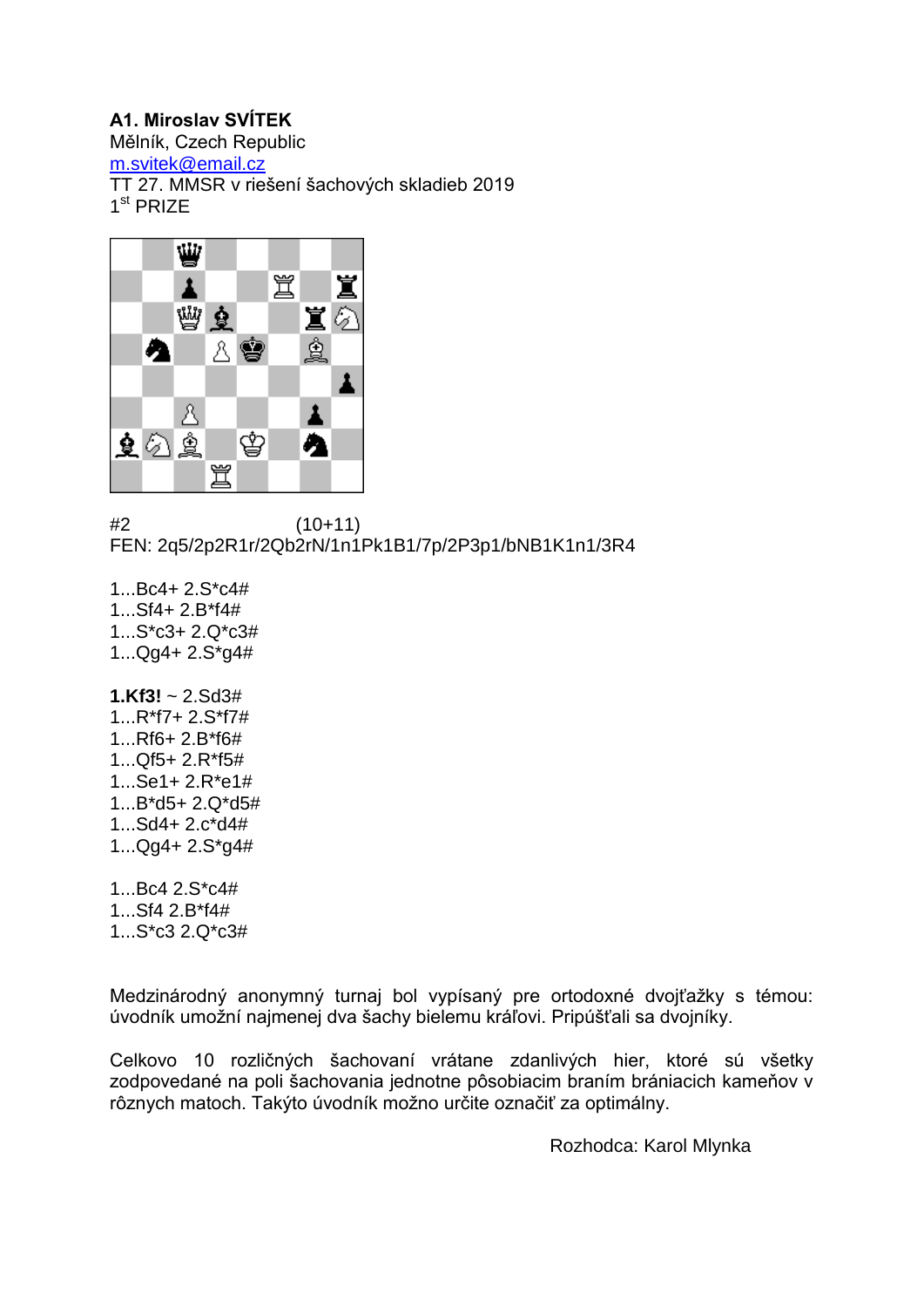**A1. Miroslav SVÍTEK**
Mělník, Czech Republic
m.svitek@email.cz
TT 27. MMSR v riešení šachových skladieb 2019
1st PRIZE

#2 (10+11)
FEN: 2q5/2p2R1r/2Qb2rN/1n1Pk1B1/7p/2P3p1/bNB1K1n1/3R4

1...Bc4+ 2.S*c4#
1...Sf4+ 2.B*f4#
1...S*c3+ 2.Q*c3#
1...Qg4+ 2.S*g4#

**1.Kf3!** ~ 2.Sd3#
1...R*f7+ 2.S*f7#
1...Rf6+ 2.B*f6#
1...Qf5+ 2.R*f5#
1...Se1+ 2.R*e1#
1...B*d5+ 2.Q*d5#
1...Sd4+ 2.c*d4#
1...Qg4+ 2.S*g4#

1...Bc4 2.S*c4#
1...Sf4 2.B*f4#
1...S*c3 2.Q*c3#

Medzinárodný anonymný turnaj bol vypísaný pre ortodoxné dvojťažky s témou: úvodník umožní najmenej dva šachy bielemu kráľovi. Pripúšťali sa dvojníky.

Celkovo 10 rozličných šachovaní vrátane zdanlivých hier, ktoré sú všetky zodpovedané na poli šachovania jednotne pôsobiacim braním brániacich kameňov v rôznych matoch. Takýto úvodník možno určite označiť za optimálny.

Rozhodca: Karol Mlynka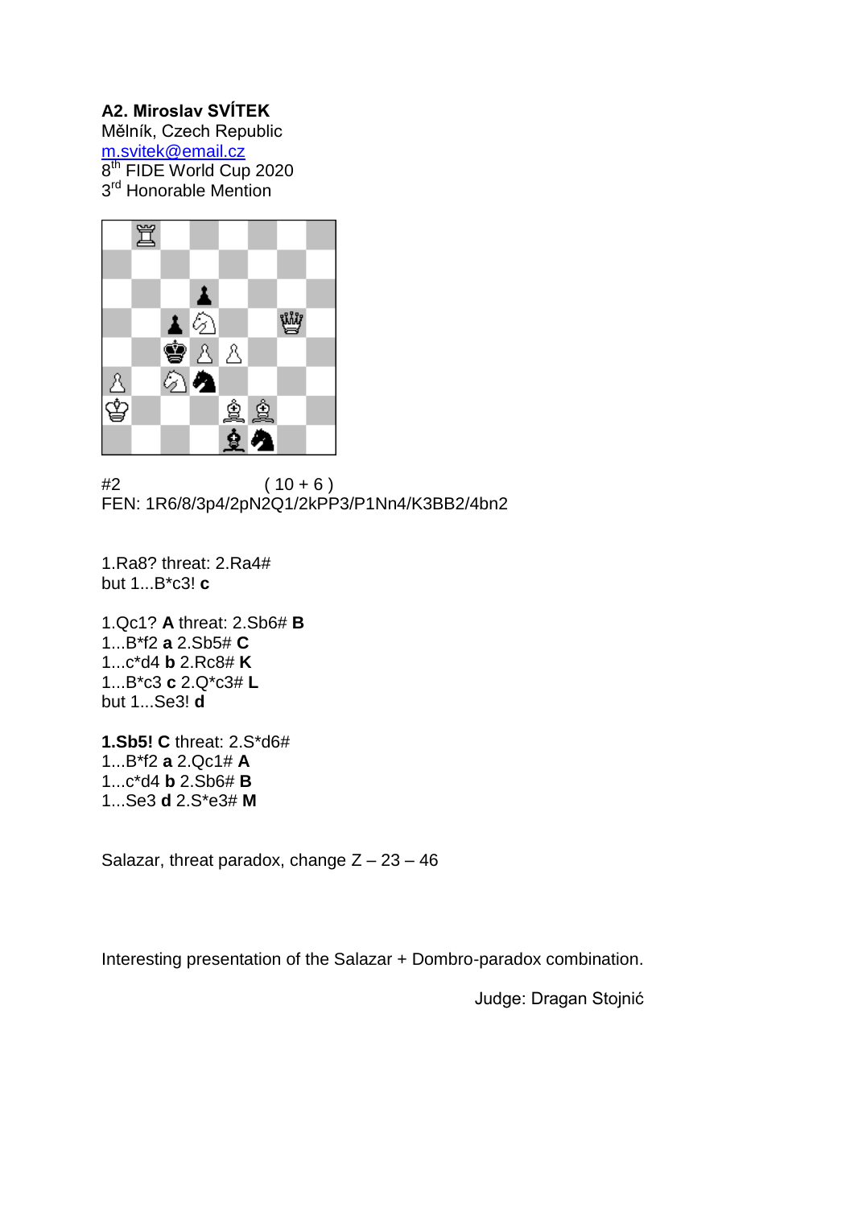**A2. Miroslav SVÍTEK**
Mělník, Czech Republic
m.svitek@email.cz
8th FIDE World Cup 2020
3rd Honorable Mention

#2 ( 10 + 6 )
FEN: 1R6/8/3p4/2pN2Q1/2kPP3/P1Nn4/K3BB2/4bn2

1.Ra8? threat: 2.Ra4#
but 1...B*c3! **c**

1.Qc1? **A** threat: 2.Sb6# **B**
1...B*f2 **a** 2.Sb5# **C**
1...c*d4 **b** 2.Rc8# **K**
1...B*c3 **c** 2.Q*c3# **L**
but 1...Se3! **d**

**1.Sb5! C** threat: 2.S*d6#
1...B*f2 **a** 2.Qc1# **A**
1...c*d4 **b** 2.Sb6# **B**
1...Se3 **d** 2.S*e3# **M**

Salazar, threat paradox, change Z – 23 – 46

Interesting presentation of the Salazar + Dombro-paradox combination.

Judge: Dragan Stojnić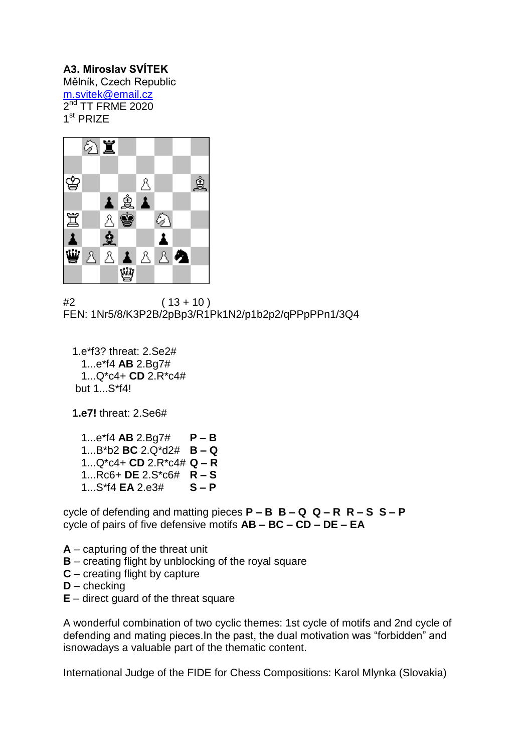**A3. Miroslav SVÍTEK**
Mělník, Czech Republic
m.svitek@email.cz
2nd TT FRME 2020
1st PRIZE

#2 ( 13 + 10 )
FEN: 1Nr5/8/K3P2B/2pBp3/R1Pk1N2/p1b2p2/qPPpPPn1/3Q4

1.e*f3? threat: 2.Se2#
1...e*f4 **AB** 2.Bg7#
1...Q*c4+ **CD** 2.R*c4#
but 1...S*f4!

**1.e7!** threat: 2.Se6#

1...e*f4 **AB** 2.Bg7# **P – B**
1...B*b2 **BC** 2.Q*d2# **B – Q**
1...Q*c4+ **CD** 2.R*c4# **Q – R**
1...Rc6+ **DE** 2.S*c6# **R – S**
1...S*f4 **EA** 2.e3# **S – P**

cycle of defending and mating pieces **P – B B – Q Q – R R – S S – P**
cycle of pairs of five defensive motifs **AB – BC – CD – DE – EA**

**A** – capturing of the threat unit
**B** – creating flight by unblocking of the royal square
**C** – creating flight by capture
**D** – checking
**E** – direct guard of the threat square

A wonderful combination of two cyclic themes: 1st cycle of motifs and 2nd cycle of defending and mating pieces.In the past, the dual motivation was "forbidden" and isnowadays a valuable part of the thematic content.

International Judge of the FIDE for Chess Compositions: Karol Mlynka (Slovakia)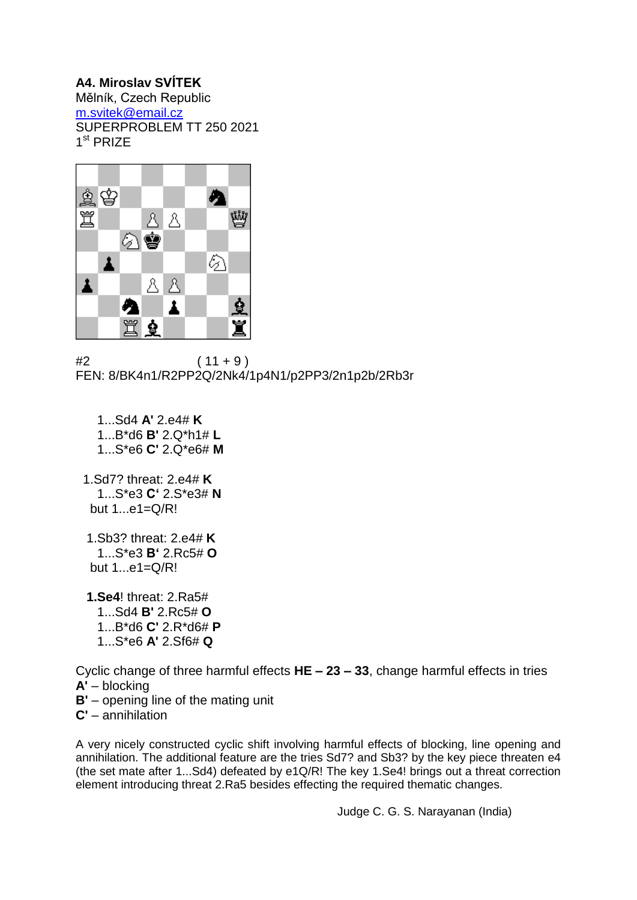**A4. Miroslav SVÍTEK**
Mělník, Czech Republic
m.svitek@email.cz
SUPERPROBLEM TT 250 2021
1st PRIZE

#2 ( 11 + 9 )
FEN: 8/BK4n1/R2PP2Q/2Nk4/1p4N1/p2PP3/2n1p2b/2Rb3r

1...Sd4 **A'** 2.e4# **K**
1...B*d6 **B'** 2.Q*h1# **L**
1...S*e6 **C'** 2.Q*e6# **M**

1.Sd7? threat: 2.e4# **K**
1...S*e3 **C'** 2.S*e3# **N**
but 1...e1=Q/R!

1.Sb3? threat: 2.e4# **K**
1...S*e3 **B'** 2.Rc5# **O**
but 1...e1=Q/R!

**1.Se4**! threat: 2.Ra5#
1...Sd4 **B'** 2.Rc5# **O**
1...B*d6 **C'** 2.R*d6# **P**
1...S*e6 **A'** 2.Sf6# **Q**

Cyclic change of three harmful effects **HE – 23 – 33**, change harmful effects in tries
**A'** – blocking
**B'** – opening line of the mating unit
**C'** – annihilation

A very nicely constructed cyclic shift involving harmful effects of blocking, line opening and annihilation. The additional feature are the tries Sd7? and Sb3? by the key piece threaten e4 (the set mate after 1...Sd4) defeated by e1Q/R! The key 1.Se4! brings out a threat correction element introducing threat 2.Ra5 besides effecting the required thematic changes.

Judge C. G. S. Narayanan (India)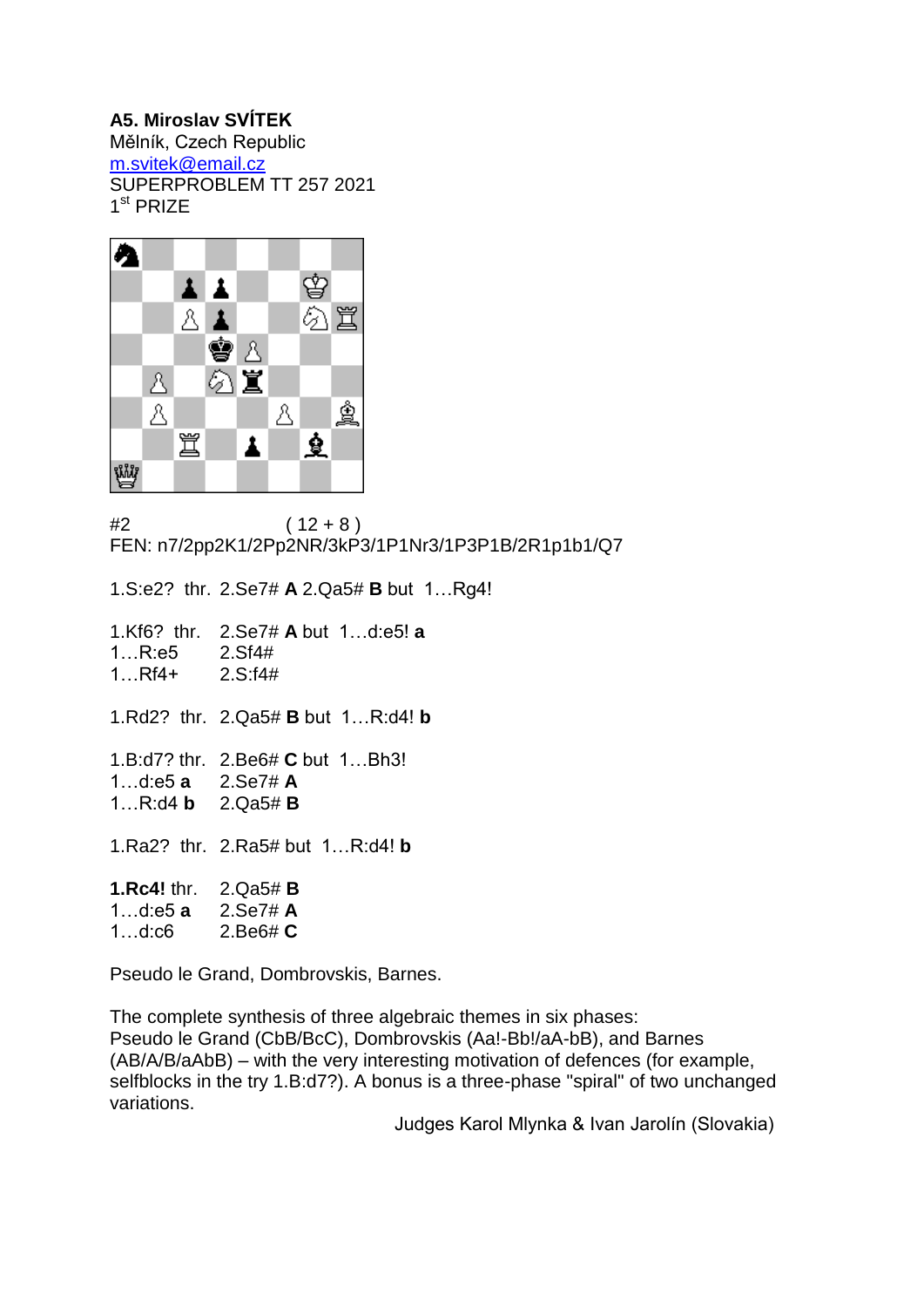**A5. Miroslav SVÍTEK**
Mělník, Czech Republic
m.svitek@email.cz
SUPERPROBLEM TT 257 2021
1[st] PRIZE

#2 ( 12 + 8 )
FEN: n7/2pp2K1/2Pp2NR/3kP3/1P1Nr3/1P3P1B/2R1p1b1/Q7

1.S:e2? thr. 2.Se7# **A** 2.Qa5# **B** but 1…Rg4!

1.Kf6? thr. 2.Se7# **A** but 1…d:e5! **a**
1…R:e5 2.Sf4#
1…Rf4+ 2.S:f4#

1.Rd2? thr. 2.Qa5# **B** but 1…R:d4! **b**

1.B:d7? thr. 2.Be6# **C** but 1…Bh3!
1…d:e5 **a** 2.Se7# **A**
1…R:d4 **b** 2.Qa5# **B**

1.Ra2? thr. 2.Ra5# but 1…R:d4! **b**

**1.Rc4!** thr. 2.Qa5# **B**
1…d:e5 **a** 2.Se7# **A**
1…d:c6 2.Be6# **C**

Pseudo le Grand, Dombrovskis, Barnes.

The complete synthesis of three algebraic themes in six phases:
Pseudo le Grand (CbB/BcC), Dombrovskis (Aa!-Bb!/aA-bB), and Barnes (AB/A/B/aAbB) – with the very interesting motivation of defences (for example, selfblocks in the try 1.B:d7?). A bonus is a three-phase "spiral" of two unchanged variations.

Judges Karol Mlynka & Ivan Jarolín (Slovakia)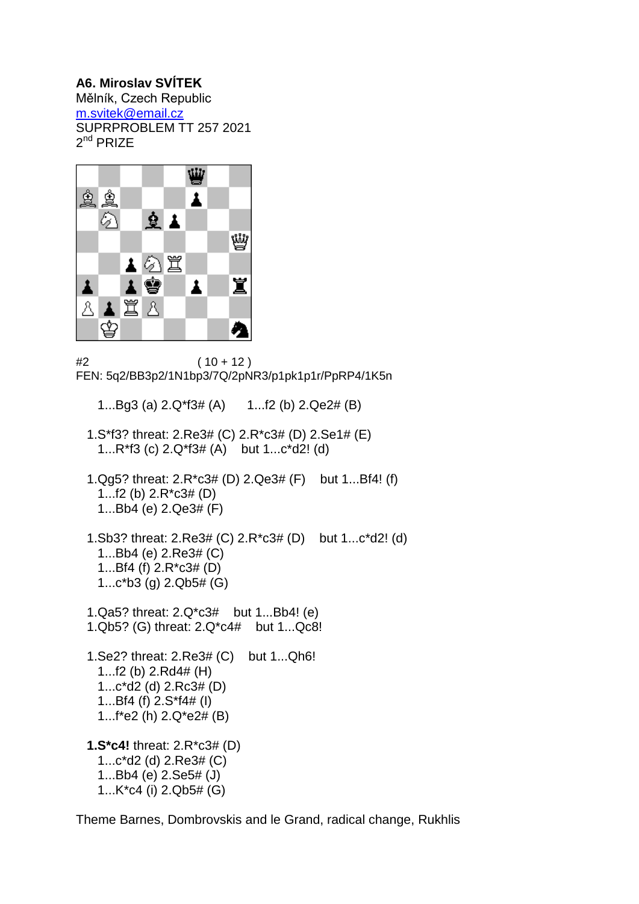**A6. Miroslav SVÍTEK**
Mělník, Czech Republic
m.svitek@email.cz
SUPRPROBLEM TT 257 2021
2nd PRIZE

#2 ( 10 + 12 )
FEN: 5q2/BB3p2/1N1bp3/7Q/2pNR3/p1pk1p1r/PpRP4/1K5n

1...Bg3 (a) 2.Q*f3# (A) 1...f2 (b) 2.Qe2# (B)

1.S*f3? threat: 2.Re3# (C) 2.R*c3# (D) 2.Se1# (E)
1...R*f3 (c) 2.Q*f3# (A) but 1...c*d2! (d)

1.Qg5? threat: 2.R*c3# (D) 2.Qe3# (F) but 1...Bf4! (f)
1...f2 (b) 2.R*c3# (D)
1...Bb4 (e) 2.Qe3# (F)

1.Sb3? threat: 2.Re3# (C) 2.R*c3# (D) but 1...c*d2! (d)
1...Bb4 (e) 2.Re3# (C)
1...Bf4 (f) 2.R*c3# (D)
1...c*b3 (g) 2.Qb5# (G)

1.Qa5? threat: 2.Q*c3# but 1...Bb4! (e)
1.Qb5? (G) threat: 2.Q*c4# but 1...Qc8!

1.Se2? threat: 2.Re3# (C) but 1...Qh6!
1...f2 (b) 2.Rd4# (H)
1...c*d2 (d) 2.Rc3# (D)
1...Bf4 (f) 2.S*f4# (I)
1...f*e2 (h) 2.Q*e2# (B)

**1.S*c4!** threat: 2.R*c3# (D)
1...c*d2 (d) 2.Re3# (C)
1...Bb4 (e) 2.Se5# (J)
1...K*c4 (i) 2.Qb5# (G)

Theme Barnes, Dombrovskis and le Grand, radical change, Rukhlis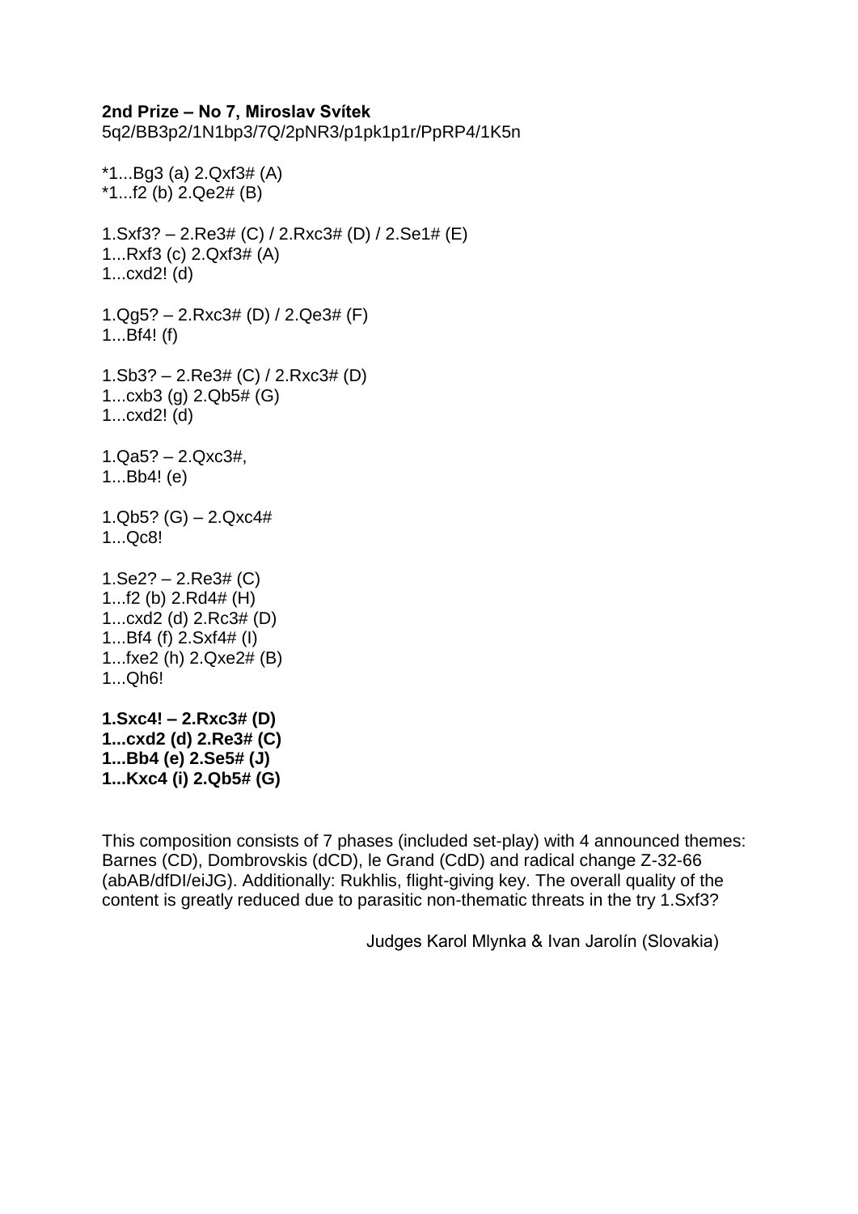**2nd Prize – No 7, Miroslav Svítek**
5q2/BB3p2/1N1bp3/7Q/2pNR3/p1pk1p1r/PpRP4/1K5n

*1...Bg3 (a) 2.Qxf3# (A)
*1...f2 (b) 2.Qe2# (B)

1.Sxf3? – 2.Re3# (C) / 2.Rxc3# (D) / 2.Se1# (E)
1...Rxf3 (c) 2.Qxf3# (A)
1...cxd2! (d)

1.Qg5? – 2.Rxc3# (D) / 2.Qe3# (F)
1...Bf4! (f)

1.Sb3? – 2.Re3# (C) / 2.Rxc3# (D)
1...cxb3 (g) 2.Qb5# (G)
1...cxd2! (d)

1.Qa5? – 2.Qxc3#,
1...Bb4! (e)

1.Qb5? (G) – 2.Qxc4#
1...Qc8!

1.Se2? – 2.Re3# (C)
1...f2 (b) 2.Rd4# (H)
1...cxd2 (d) 2.Rc3# (D)
1...Bf4 (f) 2.Sxf4# (I)
1...fxe2 (h) 2.Qxe2# (B)
1...Qh6!

**1.Sxc4! – 2.Rxc3# (D)**
**1...cxd2 (d) 2.Re3# (C)**
**1...Bb4 (e) 2.Se5# (J)**
**1...Kxc4 (i) 2.Qb5# (G)**

This composition consists of 7 phases (included set-play) with 4 announced themes: Barnes (CD), Dombrovskis (dCD), le Grand (CdD) and radical change Z-32-66 (abAB/dfDI/eiJG). Additionally: Rukhlis, flight-giving key. The overall quality of the content is greatly reduced due to parasitic non-thematic threats in the try 1.Sxf3?

Judges Karol Mlynka & Ivan Jarolín (Slovakia)